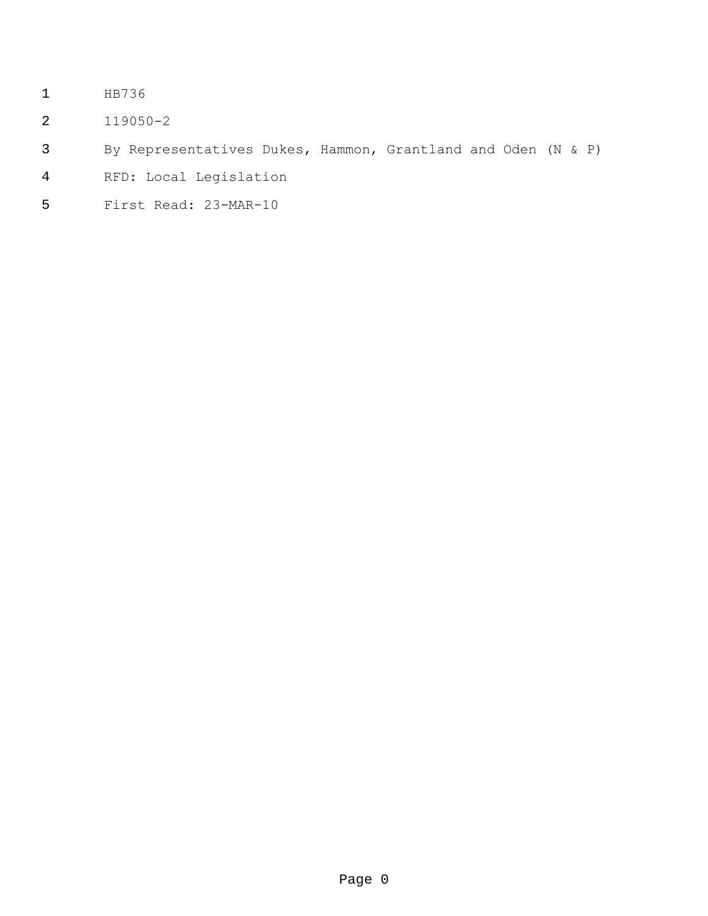HB736

119050-2

By Representatives Dukes, Hammon, Grantland and Oden (N & P)

RFD: Local Legislation

First Read: 23-MAR-10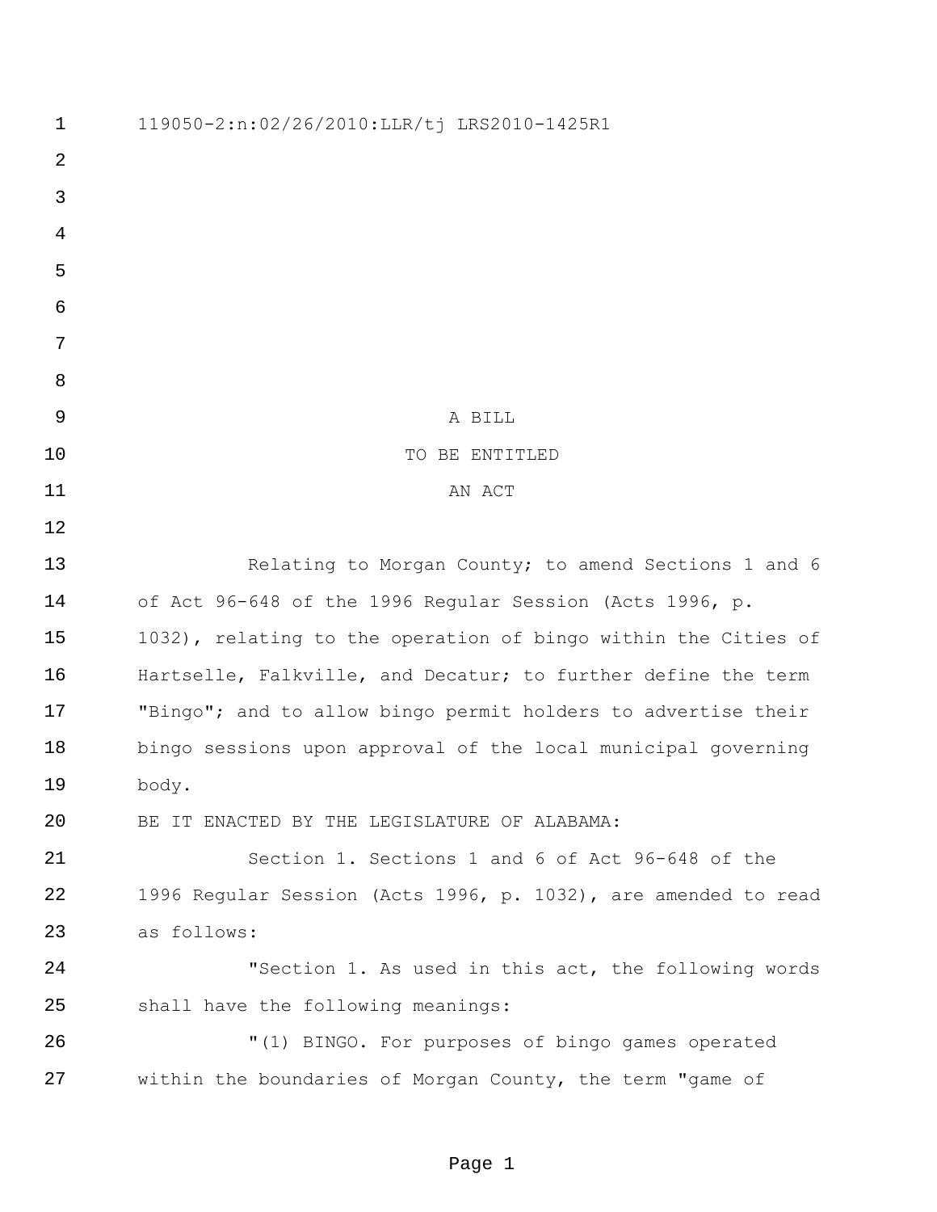119050-2:n:02/26/2010:LLR/tj LRS2010-1425R1

A BILL
TO BE ENTITLED
AN ACT

Relating to Morgan County; to amend Sections 1 and 6 of Act 96-648 of the 1996 Regular Session (Acts 1996, p. 1032), relating to the operation of bingo within the Cities of Hartselle, Falkville, and Decatur; to further define the term "Bingo"; and to allow bingo permit holders to advertise their bingo sessions upon approval of the local municipal governing body.

BE IT ENACTED BY THE LEGISLATURE OF ALABAMA:

Section 1. Sections 1 and 6 of Act 96-648 of the 1996 Regular Session (Acts 1996, p. 1032), are amended to read as follows:

"Section 1. As used in this act, the following words shall have the following meanings:

"(1) BINGO. For purposes of bingo games operated within the boundaries of Morgan County, the term "game of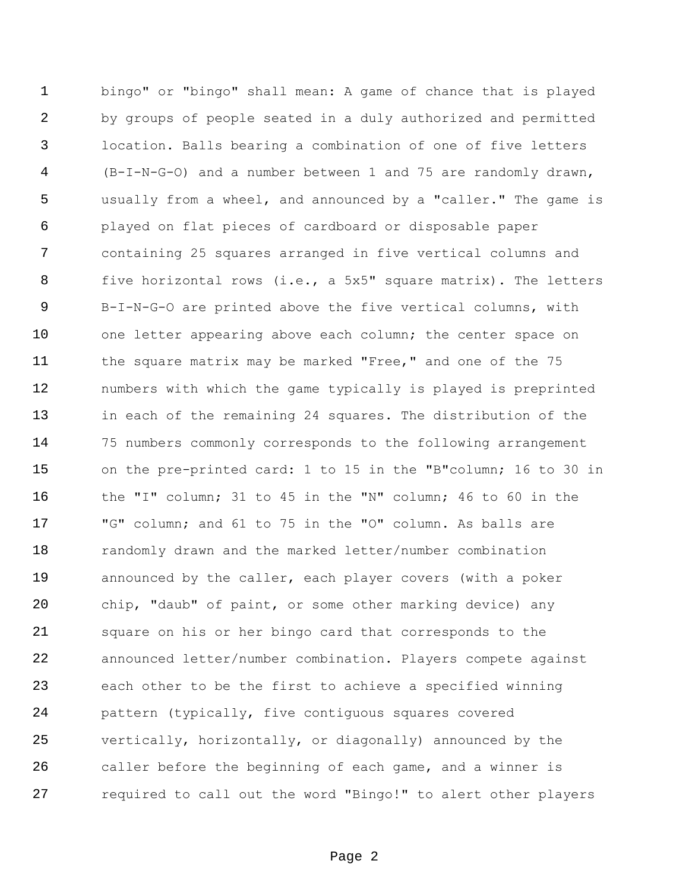bingo" or "bingo" shall mean: A game of chance that is played by groups of people seated in a duly authorized and permitted location. Balls bearing a combination of one of five letters (B-I-N-G-O) and a number between 1 and 75 are randomly drawn, usually from a wheel, and announced by a "caller." The game is played on flat pieces of cardboard or disposable paper containing 25 squares arranged in five vertical columns and five horizontal rows (i.e., a 5x5" square matrix). The letters B-I-N-G-O are printed above the five vertical columns, with one letter appearing above each column; the center space on the square matrix may be marked "Free," and one of the 75 numbers with which the game typically is played is preprinted in each of the remaining 24 squares. The distribution of the 75 numbers commonly corresponds to the following arrangement on the pre-printed card: 1 to 15 in the "B"column; 16 to 30 in the "I" column; 31 to 45 in the "N" column; 46 to 60 in the "G" column; and 61 to 75 in the "O" column. As balls are randomly drawn and the marked letter/number combination announced by the caller, each player covers (with a poker chip, "daub" of paint, or some other marking device) any square on his or her bingo card that corresponds to the announced letter/number combination. Players compete against each other to be the first to achieve a specified winning pattern (typically, five contiguous squares covered vertically, horizontally, or diagonally) announced by the caller before the beginning of each game, and a winner is required to call out the word "Bingo!" to alert other players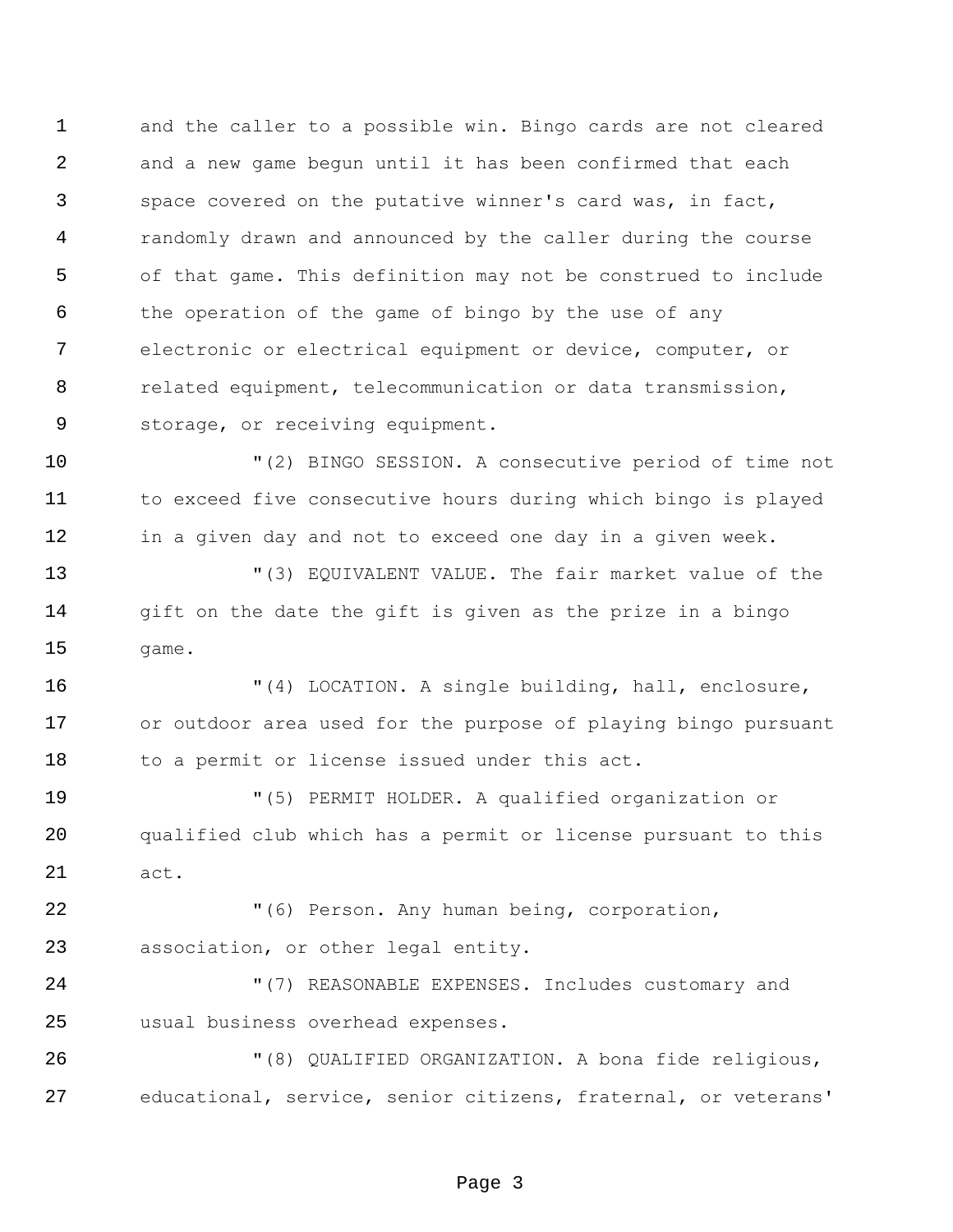and the caller to a possible win. Bingo cards are not cleared and a new game begun until it has been confirmed that each space covered on the putative winner's card was, in fact, randomly drawn and announced by the caller during the course of that game. This definition may not be construed to include the operation of the game of bingo by the use of any electronic or electrical equipment or device, computer, or related equipment, telecommunication or data transmission, storage, or receiving equipment.

"(2) BINGO SESSION. A consecutive period of time not to exceed five consecutive hours during which bingo is played in a given day and not to exceed one day in a given week.

"(3) EQUIVALENT VALUE. The fair market value of the gift on the date the gift is given as the prize in a bingo game.

"(4) LOCATION. A single building, hall, enclosure, or outdoor area used for the purpose of playing bingo pursuant to a permit or license issued under this act.

"(5) PERMIT HOLDER. A qualified organization or qualified club which has a permit or license pursuant to this act.

"(6) Person. Any human being, corporation, association, or other legal entity.

"(7) REASONABLE EXPENSES. Includes customary and usual business overhead expenses.

"(8) QUALIFIED ORGANIZATION. A bona fide religious, educational, service, senior citizens, fraternal, or veterans'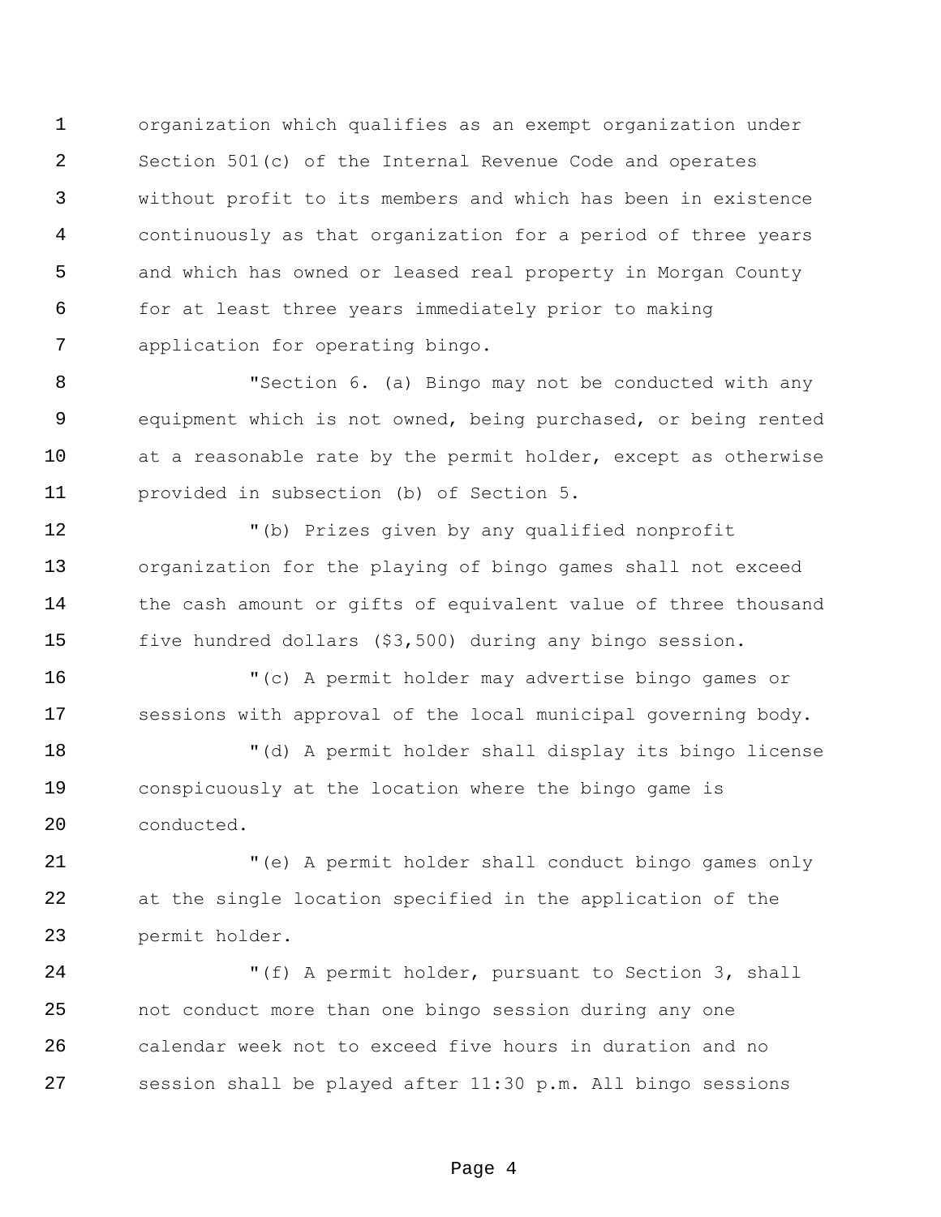organization which qualifies as an exempt organization under Section 501(c) of the Internal Revenue Code and operates without profit to its members and which has been in existence continuously as that organization for a period of three years and which has owned or leased real property in Morgan County for at least three years immediately prior to making application for operating bingo.

"Section 6. (a) Bingo may not be conducted with any equipment which is not owned, being purchased, or being rented at a reasonable rate by the permit holder, except as otherwise provided in subsection (b) of Section 5.

"(b) Prizes given by any qualified nonprofit organization for the playing of bingo games shall not exceed the cash amount or gifts of equivalent value of three thousand five hundred dollars ($3,500) during any bingo session.

"(c) A permit holder may advertise bingo games or sessions with approval of the local municipal governing body.

"(d) A permit holder shall display its bingo license conspicuously at the location where the bingo game is conducted.

"(e) A permit holder shall conduct bingo games only at the single location specified in the application of the permit holder.

"(f) A permit holder, pursuant to Section 3, shall not conduct more than one bingo session during any one calendar week not to exceed five hours in duration and no session shall be played after 11:30 p.m. All bingo sessions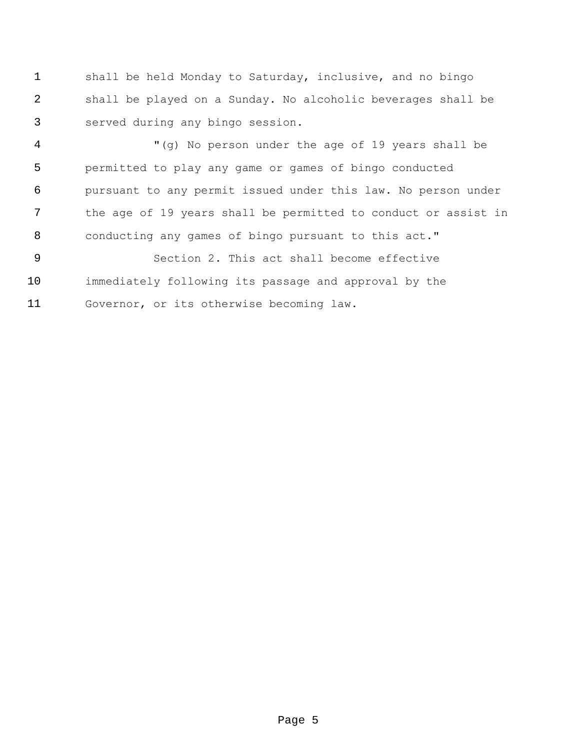shall be held Monday to Saturday, inclusive, and no bingo shall be played on a Sunday. No alcoholic beverages shall be served during any bingo session.

"(g) No person under the age of 19 years shall be permitted to play any game or games of bingo conducted pursuant to any permit issued under this law. No person under the age of 19 years shall be permitted to conduct or assist in conducting any games of bingo pursuant to this act."

Section 2. This act shall become effective immediately following its passage and approval by the Governor, or its otherwise becoming law.